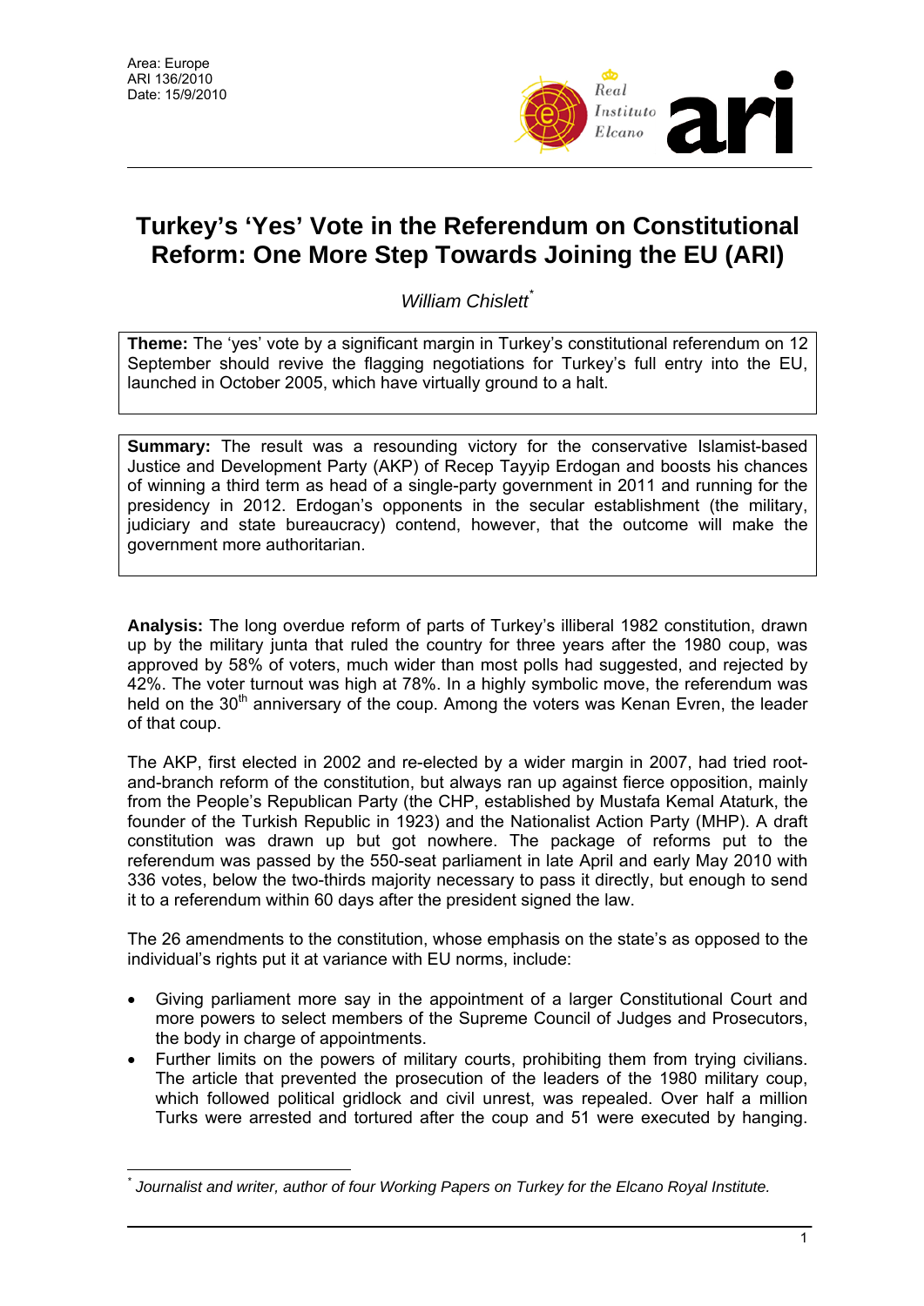Area: Europe
ARI 136/2010
Date: 15/9/2010

# Turkey's 'Yes' Vote in the Referendum on Constitutional Reform: One More Step Towards Joining the EU (ARI)

*William Chislett*[*]

**Theme:** The 'yes' vote by a significant margin in Turkey's constitutional referendum on 12 September should revive the flagging negotiations for Turkey's full entry into the EU, launched in October 2005, which have virtually ground to a halt.

**Summary:** The result was a resounding victory for the conservative Islamist-based Justice and Development Party (AKP) of Recep Tayyip Erdogan and boosts his chances of winning a third term as head of a single-party government in 2011 and running for the presidency in 2012. Erdogan's opponents in the secular establishment (the military, judiciary and state bureaucracy) contend, however, that the outcome will make the government more authoritarian.

**Analysis:** The long overdue reform of parts of Turkey's illiberal 1982 constitution, drawn up by the military junta that ruled the country for three years after the 1980 coup, was approved by 58% of voters, much wider than most polls had suggested, and rejected by 42%. The voter turnout was high at 78%. In a highly symbolic move, the referendum was held on the 30th anniversary of the coup. Among the voters was Kenan Evren, the leader of that coup.

The AKP, first elected in 2002 and re-elected by a wider margin in 2007, had tried root-and-branch reform of the constitution, but always ran up against fierce opposition, mainly from the People's Republican Party (the CHP, established by Mustafa Kemal Ataturk, the founder of the Turkish Republic in 1923) and the Nationalist Action Party (MHP). A draft constitution was drawn up but got nowhere. The package of reforms put to the referendum was passed by the 550-seat parliament in late April and early May 2010 with 336 votes, below the two-thirds majority necessary to pass it directly, but enough to send it to a referendum within 60 days after the president signed the law.

The 26 amendments to the constitution, whose emphasis on the state's as opposed to the individual's rights put it at variance with EU norms, include:

- Giving parliament more say in the appointment of a larger Constitutional Court and more powers to select members of the Supreme Council of Judges and Prosecutors, the body in charge of appointments.
- Further limits on the powers of military courts, prohibiting them from trying civilians. The article that prevented the prosecution of the leaders of the 1980 military coup, which followed political gridlock and civil unrest, was repealed. Over half a million Turks were arrested and tortured after the coup and 51 were executed by hanging.

[*] *Journalist and writer, author of four Working Papers on Turkey for the Elcano Royal Institute.*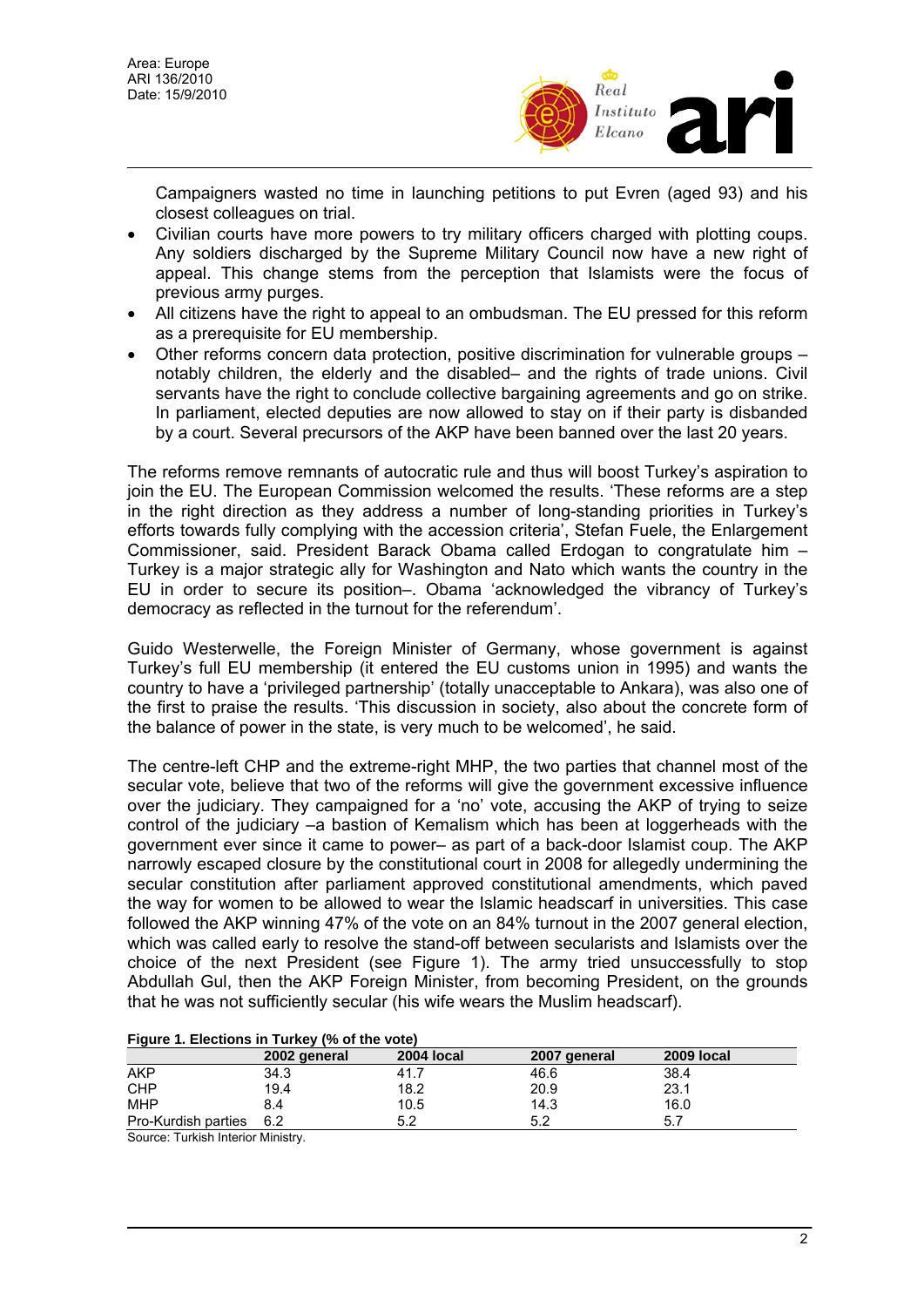Campaigners wasted no time in launching petitions to put Evren (aged 93) and his closest colleagues on trial.

- Civilian courts have more powers to try military officers charged with plotting coups. Any soldiers discharged by the Supreme Military Council now have a new right of appeal. This change stems from the perception that Islamists were the focus of previous army purges.
- All citizens have the right to appeal to an ombudsman. The EU pressed for this reform as a prerequisite for EU membership.
- Other reforms concern data protection, positive discrimination for vulnerable groups – notably children, the elderly and the disabled– and the rights of trade unions. Civil servants have the right to conclude collective bargaining agreements and go on strike. In parliament, elected deputies are now allowed to stay on if their party is disbanded by a court. Several precursors of the AKP have been banned over the last 20 years.

The reforms remove remnants of autocratic rule and thus will boost Turkey's aspiration to join the EU. The European Commission welcomed the results. 'These reforms are a step in the right direction as they address a number of long-standing priorities in Turkey's efforts towards fully complying with the accession criteria', Stefan Fuele, the Enlargement Commissioner, said. President Barack Obama called Erdogan to congratulate him – Turkey is a major strategic ally for Washington and Nato which wants the country in the EU in order to secure its position–. Obama 'acknowledged the vibrancy of Turkey's democracy as reflected in the turnout for the referendum'.

Guido Westerwelle, the Foreign Minister of Germany, whose government is against Turkey's full EU membership (it entered the EU customs union in 1995) and wants the country to have a 'privileged partnership' (totally unacceptable to Ankara), was also one of the first to praise the results. 'This discussion in society, also about the concrete form of the balance of power in the state, is very much to be welcomed', he said.

The centre-left CHP and the extreme-right MHP, the two parties that channel most of the secular vote, believe that two of the reforms will give the government excessive influence over the judiciary. They campaigned for a 'no' vote, accusing the AKP of trying to seize control of the judiciary –a bastion of Kemalism which has been at loggerheads with the government ever since it came to power– as part of a back-door Islamist coup. The AKP narrowly escaped closure by the constitutional court in 2008 for allegedly undermining the secular constitution after parliament approved constitutional amendments, which paved the way for women to be allowed to wear the Islamic headscarf in universities. This case followed the AKP winning 47% of the vote on an 84% turnout in the 2007 general election, which was called early to resolve the stand-off between secularists and Islamists over the choice of the next President (see Figure 1). The army tried unsuccessfully to stop Abdullah Gul, then the AKP Foreign Minister, from becoming President, on the grounds that he was not sufficiently secular (his wife wears the Muslim headscarf).

**Figure 1. Elections in Turkey (% of the vote)**

| | 2002 general | 2004 local | 2007 general | 2009 local |
|---|---|---|---|---|
| AKP | 34.3 | 41.7 | 46.6 | 38.4 |
| CHP | 19.4 | 18.2 | 20.9 | 23.1 |
| MHP | 8.4 | 10.5 | 14.3 | 16.0 |
| Pro-Kurdish parties | 6.2 | 5.2 | 5.2 | 5.7 |

Source: Turkish Interior Ministry.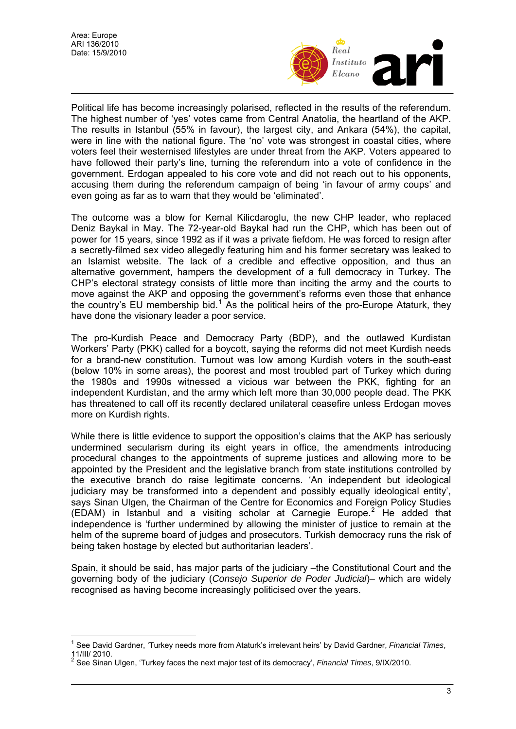Political life has become increasingly polarised, reflected in the results of the referendum. The highest number of 'yes' votes came from Central Anatolia, the heartland of the AKP. The results in Istanbul (55% in favour), the largest city, and Ankara (54%), the capital, were in line with the national figure. The 'no' vote was strongest in coastal cities, where voters feel their westernised lifestyles are under threat from the AKP. Voters appeared to have followed their party's line, turning the referendum into a vote of confidence in the government. Erdogan appealed to his core vote and did not reach out to his opponents, accusing them during the referendum campaign of being 'in favour of army coups' and even going as far as to warn that they would be 'eliminated'.

The outcome was a blow for Kemal Kilicdaroglu, the new CHP leader, who replaced Deniz Baykal in May. The 72-year-old Baykal had run the CHP, which has been out of power for 15 years, since 1992 as if it was a private fiefdom. He was forced to resign after a secretly-filmed sex video allegedly featuring him and his former secretary was leaked to an Islamist website. The lack of a credible and effective opposition, and thus an alternative government, hampers the development of a full democracy in Turkey. The CHP's electoral strategy consists of little more than inciting the army and the courts to move against the AKP and opposing the government's reforms even those that enhance the country's EU membership bid.[1] As the political heirs of the pro-Europe Ataturk, they have done the visionary leader a poor service.

The pro-Kurdish Peace and Democracy Party (BDP), and the outlawed Kurdistan Workers' Party (PKK) called for a boycott, saying the reforms did not meet Kurdish needs for a brand-new constitution. Turnout was low among Kurdish voters in the south-east (below 10% in some areas), the poorest and most troubled part of Turkey which during the 1980s and 1990s witnessed a vicious war between the PKK, fighting for an independent Kurdistan, and the army which left more than 30,000 people dead. The PKK has threatened to call off its recently declared unilateral ceasefire unless Erdogan moves more on Kurdish rights.

While there is little evidence to support the opposition's claims that the AKP has seriously undermined secularism during its eight years in office, the amendments introducing procedural changes to the appointments of supreme justices and allowing more to be appointed by the President and the legislative branch from state institutions controlled by the executive branch do raise legitimate concerns. 'An independent but ideological judiciary may be transformed into a dependent and possibly equally ideological entity', says Sinan Ulgen, the Chairman of the Centre for Economics and Foreign Policy Studies (EDAM) in Istanbul and a visiting scholar at Carnegie Europe.[2] He added that independence is 'further undermined by allowing the minister of justice to remain at the helm of the supreme board of judges and prosecutors. Turkish democracy runs the risk of being taken hostage by elected but authoritarian leaders'.

Spain, it should be said, has major parts of the judiciary –the Constitutional Court and the governing body of the judiciary (*Consejo Superior de Poder Judicial*)– which are widely recognised as having become increasingly politicised over the years.

---

[1] See David Gardner, 'Turkey needs more from Ataturk's irrelevant heirs' by David Gardner, *Financial Times*, 11/III/ 2010.

[2] See Sinan Ulgen, 'Turkey faces the next major test of its democracy', *Financial Times*, 9/IX/2010.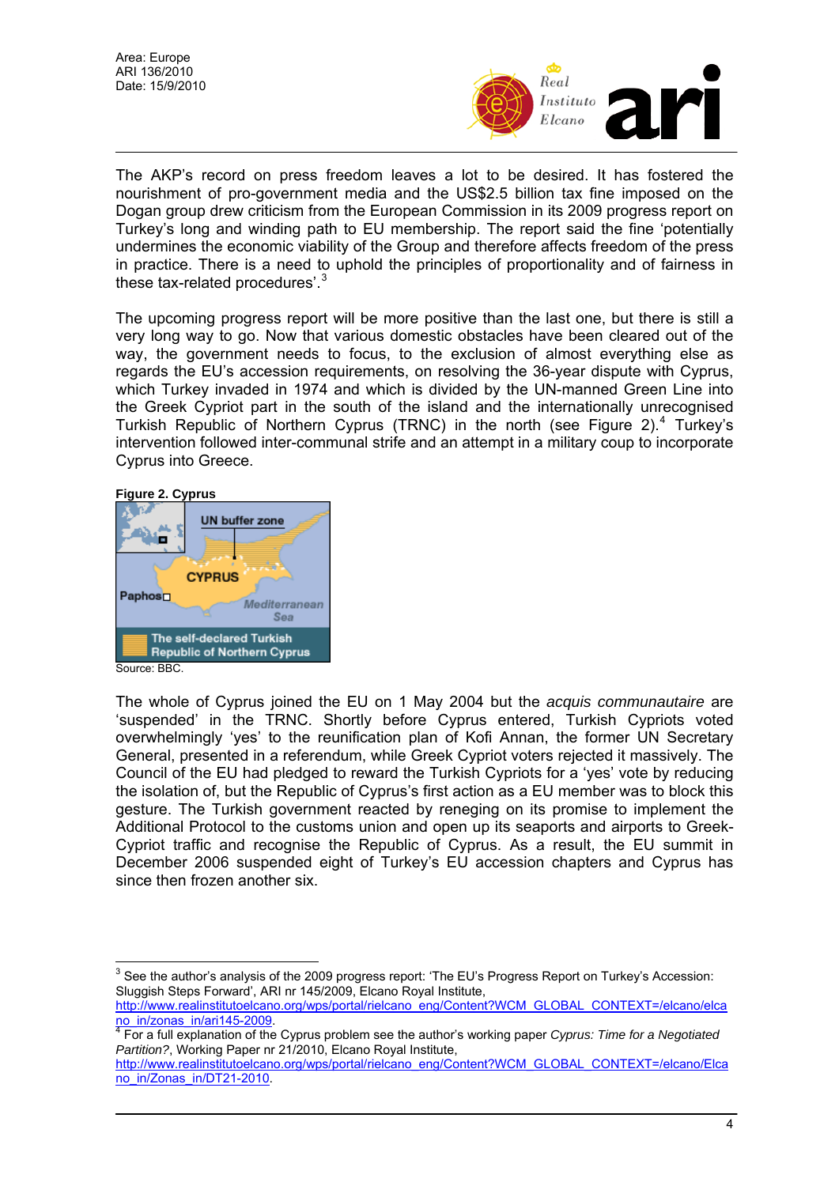The AKP's record on press freedom leaves a lot to be desired. It has fostered the nourishment of pro-government media and the US$2.5 billion tax fine imposed on the Dogan group drew criticism from the European Commission in its 2009 progress report on Turkey's long and winding path to EU membership. The report said the fine 'potentially undermines the economic viability of the Group and therefore affects freedom of the press in practice. There is a need to uphold the principles of proportionality and of fairness in these tax-related procedures'.[3]

The upcoming progress report will be more positive than the last one, but there is still a very long way to go. Now that various domestic obstacles have been cleared out of the way, the government needs to focus, to the exclusion of almost everything else as regards the EU's accession requirements, on resolving the 36-year dispute with Cyprus, which Turkey invaded in 1974 and which is divided by the UN-manned Green Line into the Greek Cypriot part in the south of the island and the internationally unrecognised Turkish Republic of Northern Cyprus (TRNC) in the north (see Figure 2).[4] Turkey's intervention followed inter-communal strife and an attempt in a military coup to incorporate Cyprus into Greece.

**Figure 2. Cyprus**

Source: BBC.

The whole of Cyprus joined the EU on 1 May 2004 but the *acquis communautaire* are 'suspended' in the TRNC. Shortly before Cyprus entered, Turkish Cypriots voted overwhelmingly 'yes' to the reunification plan of Kofi Annan, the former UN Secretary General, presented in a referendum, while Greek Cypriot voters rejected it massively. The Council of the EU had pledged to reward the Turkish Cypriots for a 'yes' vote by reducing the isolation of, but the Republic of Cyprus's first action as a EU member was to block this gesture. The Turkish government reacted by reneging on its promise to implement the Additional Protocol to the customs union and open up its seaports and airports to Greek-Cypriot traffic and recognise the Republic of Cyprus. As a result, the EU summit in December 2006 suspended eight of Turkey's EU accession chapters and Cyprus has since then frozen another six.

---

[3] See the author's analysis of the 2009 progress report: 'The EU's Progress Report on Turkey's Accession: Sluggish Steps Forward', ARI nr 145/2009, Elcano Royal Institute, http://www.realinstitutoelcano.org/wps/portal/rielcano_eng/Content?WCM_GLOBAL_CONTEXT=/elcano/elcano_in/zonas_in/ari145-2009.

[4] For a full explanation of the Cyprus problem see the author's working paper *Cyprus: Time for a Negotiated Partition?*, Working Paper nr 21/2010, Elcano Royal Institute, http://www.realinstitutoelcano.org/wps/portal/rielcano_eng/Content?WCM_GLOBAL_CONTEXT=/elcano/Elcano_in/Zonas_in/DT21-2010.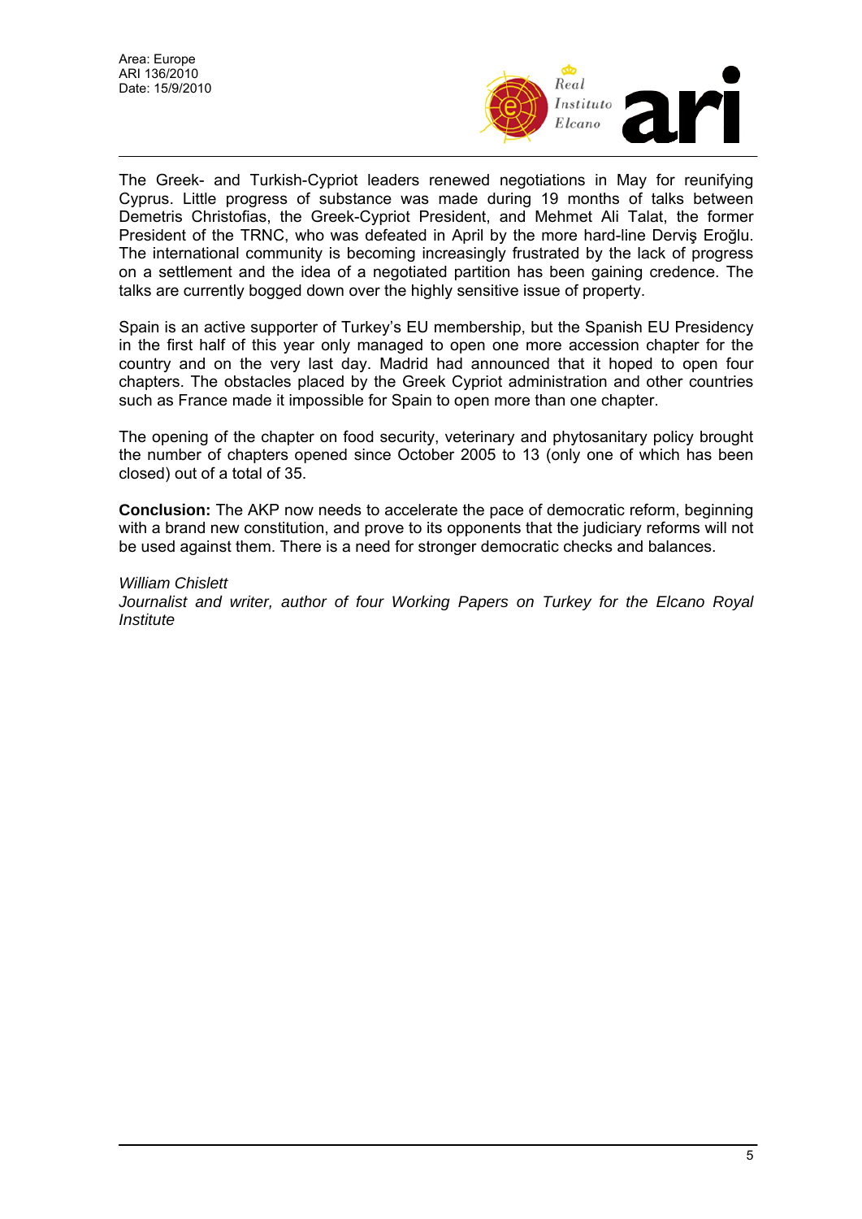The Greek- and Turkish-Cypriot leaders renewed negotiations in May for reunifying Cyprus. Little progress of substance was made during 19 months of talks between Demetris Christofias, the Greek-Cypriot President, and Mehmet Ali Talat, the former President of the TRNC, who was defeated in April by the more hard-line Derviş Eroğlu. The international community is becoming increasingly frustrated by the lack of progress on a settlement and the idea of a negotiated partition has been gaining credence. The talks are currently bogged down over the highly sensitive issue of property.

Spain is an active supporter of Turkey's EU membership, but the Spanish EU Presidency in the first half of this year only managed to open one more accession chapter for the country and on the very last day. Madrid had announced that it hoped to open four chapters. The obstacles placed by the Greek Cypriot administration and other countries such as France made it impossible for Spain to open more than one chapter.

The opening of the chapter on food security, veterinary and phytosanitary policy brought the number of chapters opened since October 2005 to 13 (only one of which has been closed) out of a total of 35.

**Conclusion:** The AKP now needs to accelerate the pace of democratic reform, beginning with a brand new constitution, and prove to its opponents that the judiciary reforms will not be used against them. There is a need for stronger democratic checks and balances.

*William Chislett*
*Journalist and writer, author of four Working Papers on Turkey for the Elcano Royal Institute*